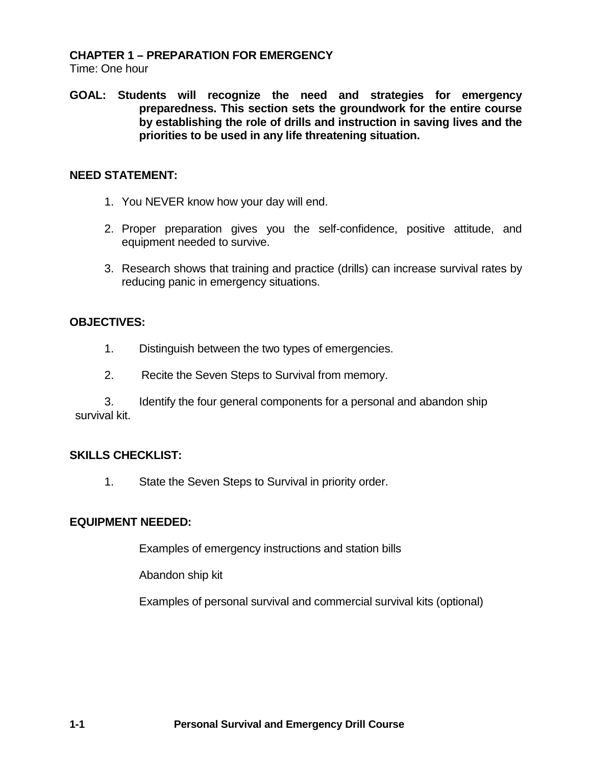## CHAPTER 1 – PREPARATION FOR EMERGENCY

Time: One hour

**GOAL: Students will recognize the need and strategies for emergency preparedness. This section sets the groundwork for the entire course by establishing the role of drills and instruction in saving lives and the priorities to be used in any life threatening situation.**

**NEED STATEMENT:**

1. You NEVER know how your day will end.
2. Proper preparation gives you the self-confidence, positive attitude, and equipment needed to survive.
3. Research shows that training and practice (drills) can increase survival rates by reducing panic in emergency situations.

**OBJECTIVES:**

1. Distinguish between the two types of emergencies.
2. Recite the Seven Steps to Survival from memory.
3. Identify the four general components for a personal and abandon ship survival kit.

**SKILLS CHECKLIST:**

1. State the Seven Steps to Survival in priority order.

**EQUIPMENT NEEDED:**

Examples of emergency instructions and station bills

Abandon ship kit

Examples of personal survival and commercial survival kits (optional)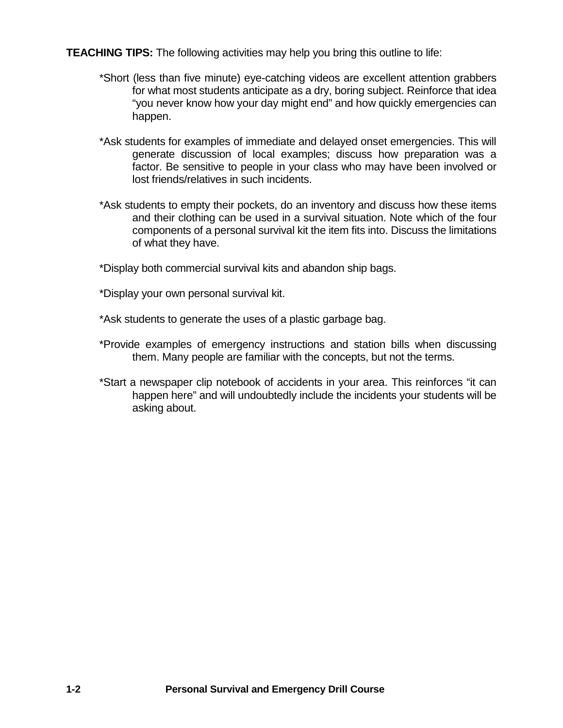**TEACHING TIPS:** The following activities may help you bring this outline to life:

*Short (less than five minute) eye-catching videos are excellent attention grabbers for what most students anticipate as a dry, boring subject. Reinforce that idea "you never know how your day might end" and how quickly emergencies can happen.

*Ask students for examples of immediate and delayed onset emergencies. This will generate discussion of local examples; discuss how preparation was a factor. Be sensitive to people in your class who may have been involved or lost friends/relatives in such incidents.

*Ask students to empty their pockets, do an inventory and discuss how these items and their clothing can be used in a survival situation. Note which of the four components of a personal survival kit the item fits into. Discuss the limitations of what they have.

*Display both commercial survival kits and abandon ship bags.

*Display your own personal survival kit.

*Ask students to generate the uses of a plastic garbage bag.

*Provide examples of emergency instructions and station bills when discussing them. Many people are familiar with the concepts, but not the terms.

*Start a newspaper clip notebook of accidents in your area. This reinforces "it can happen here" and will undoubtedly include the incidents your students will be asking about.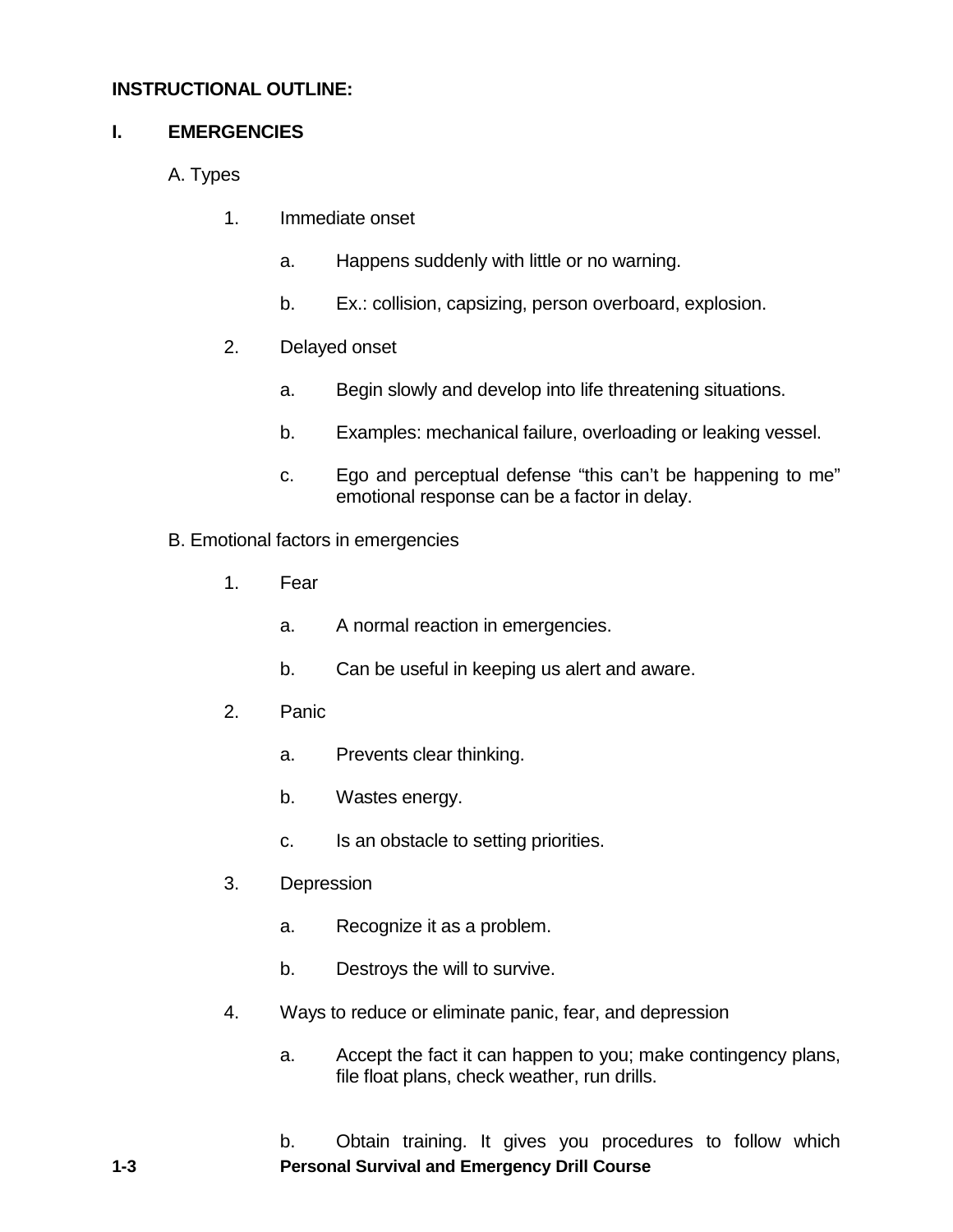**INSTRUCTIONAL OUTLINE:**

## I. EMERGENCIES

A. Types

1. Immediate onset

   a. Happens suddenly with little or no warning.

   b. Ex.: collision, capsizing, person overboard, explosion.

2. Delayed onset

   a. Begin slowly and develop into life threatening situations.

   b. Examples: mechanical failure, overloading or leaking vessel.

   c. Ego and perceptual defense "this can't be happening to me" emotional response can be a factor in delay.

B. Emotional factors in emergencies

1. Fear

   a. A normal reaction in emergencies.

   b. Can be useful in keeping us alert and aware.

2. Panic

   a. Prevents clear thinking.

   b. Wastes energy.

   c. Is an obstacle to setting priorities.

3. Depression

   a. Recognize it as a problem.

   b. Destroys the will to survive.

4. Ways to reduce or eliminate panic, fear, and depression

   a. Accept the fact it can happen to you; make contingency plans, file float plans, check weather, run drills.

   b. Obtain training. It gives you procedures to follow which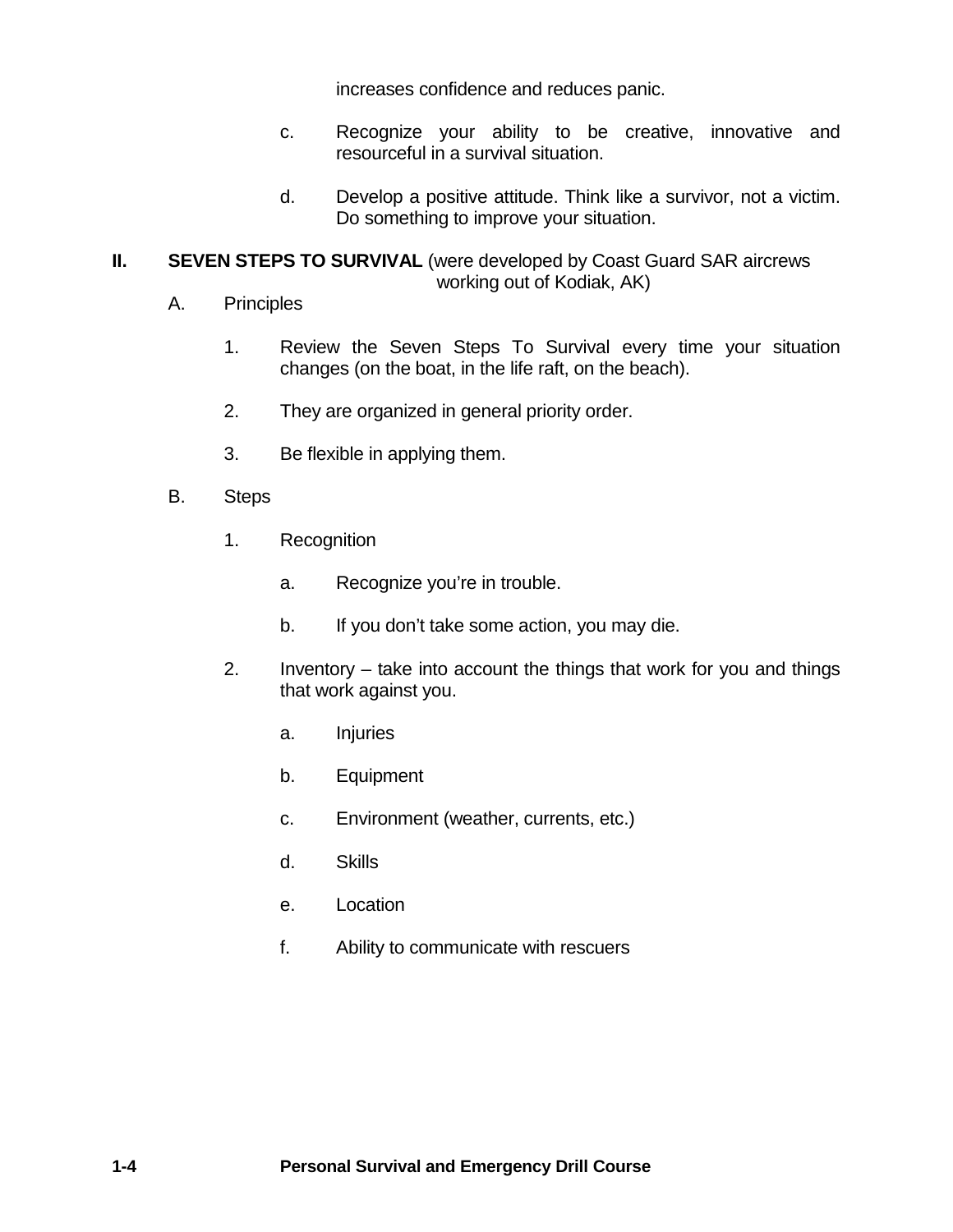increases confidence and reduces panic.

c. Recognize your ability to be creative, innovative and resourceful in a survival situation.

d. Develop a positive attitude. Think like a survivor, not a victim. Do something to improve your situation.

## II. SEVEN STEPS TO SURVIVAL (were developed by Coast Guard SAR aircrews working out of Kodiak, AK)

A. Principles

1. Review the Seven Steps To Survival every time your situation changes (on the boat, in the life raft, on the beach).

2. They are organized in general priority order.

3. Be flexible in applying them.

B. Steps

1. Recognition

   a. Recognize you're in trouble.

   b. If you don't take some action, you may die.

2. Inventory – take into account the things that work for you and things that work against you.

   a. Injuries

   b. Equipment

   c. Environment (weather, currents, etc.)

   d. Skills

   e. Location

   f. Ability to communicate with rescuers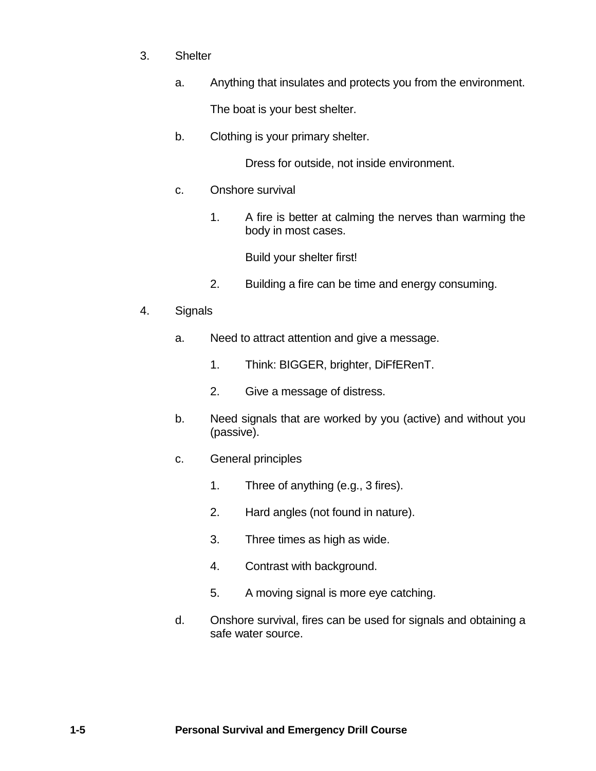3. Shelter

   a. Anything that insulates and protects you from the environment.

      The boat is your best shelter.

   b. Clothing is your primary shelter.

      Dress for outside, not inside environment.

   c. Onshore survival

      1. A fire is better at calming the nerves than warming the body in most cases.

         Build your shelter first!

      2. Building a fire can be time and energy consuming.

4. Signals

   a. Need to attract attention and give a message.

      1. Think: BIGGER, brighter, DiFfERenT.

      2. Give a message of distress.

   b. Need signals that are worked by you (active) and without you (passive).

   c. General principles

      1. Three of anything (e.g., 3 fires).

      2. Hard angles (not found in nature).

      3. Three times as high as wide.

      4. Contrast with background.

      5. A moving signal is more eye catching.

   d. Onshore survival, fires can be used for signals and obtaining a safe water source.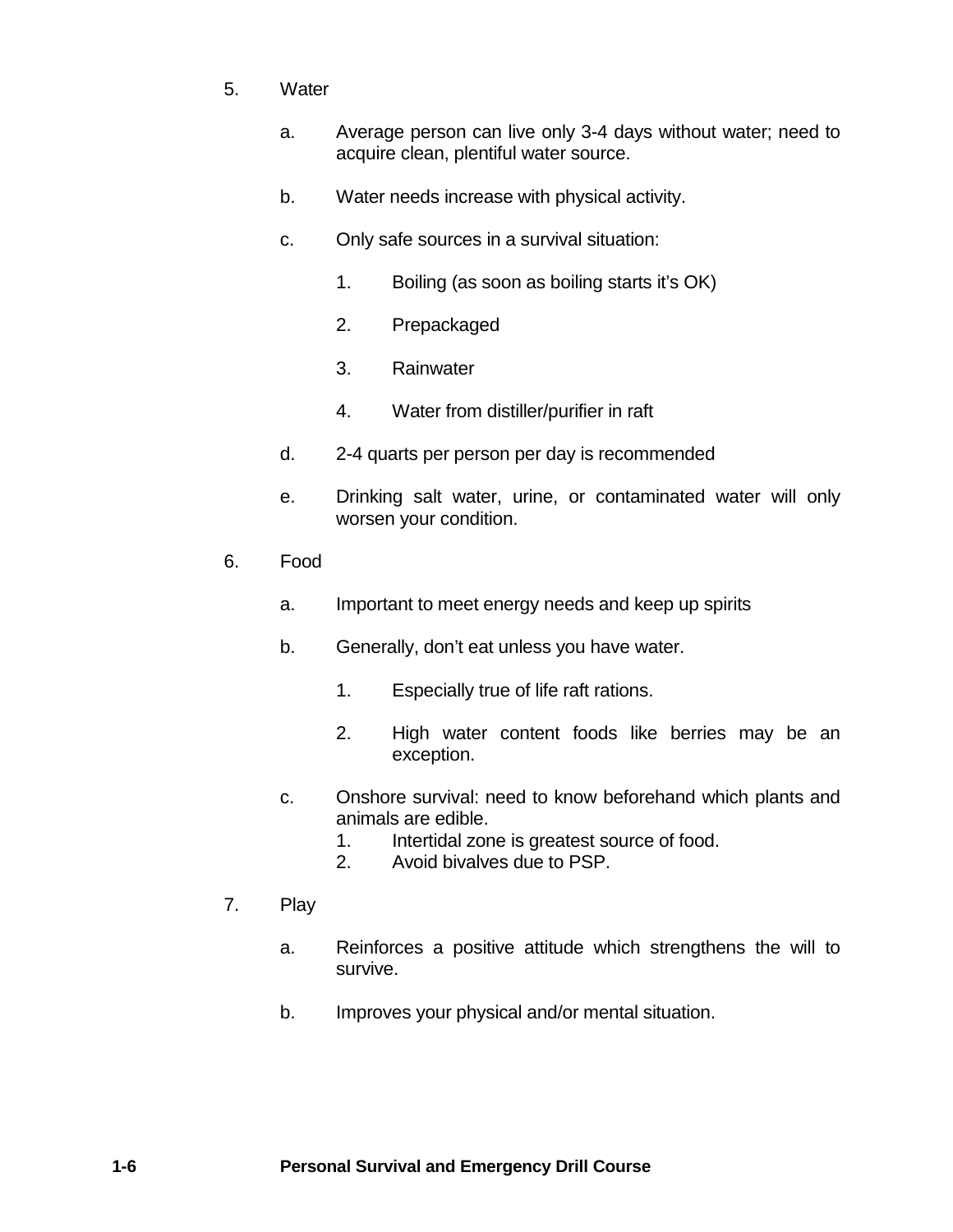5. Water

    a. Average person can live only 3-4 days without water; need to acquire clean, plentiful water source.

    b. Water needs increase with physical activity.

    c. Only safe sources in a survival situation:

        1. Boiling (as soon as boiling starts it's OK)

        2. Prepackaged

        3. Rainwater

        4. Water from distiller/purifier in raft

    d. 2-4 quarts per person per day is recommended

    e. Drinking salt water, urine, or contaminated water will only worsen your condition.

6. Food

    a. Important to meet energy needs and keep up spirits

    b. Generally, don't eat unless you have water.

        1. Especially true of life raft rations.

        2. High water content foods like berries may be an exception.

    c. Onshore survival: need to know beforehand which plants and animals are edible.
        1. Intertidal zone is greatest source of food.
        2. Avoid bivalves due to PSP.

7. Play

    a. Reinforces a positive attitude which strengthens the will to survive.

    b. Improves your physical and/or mental situation.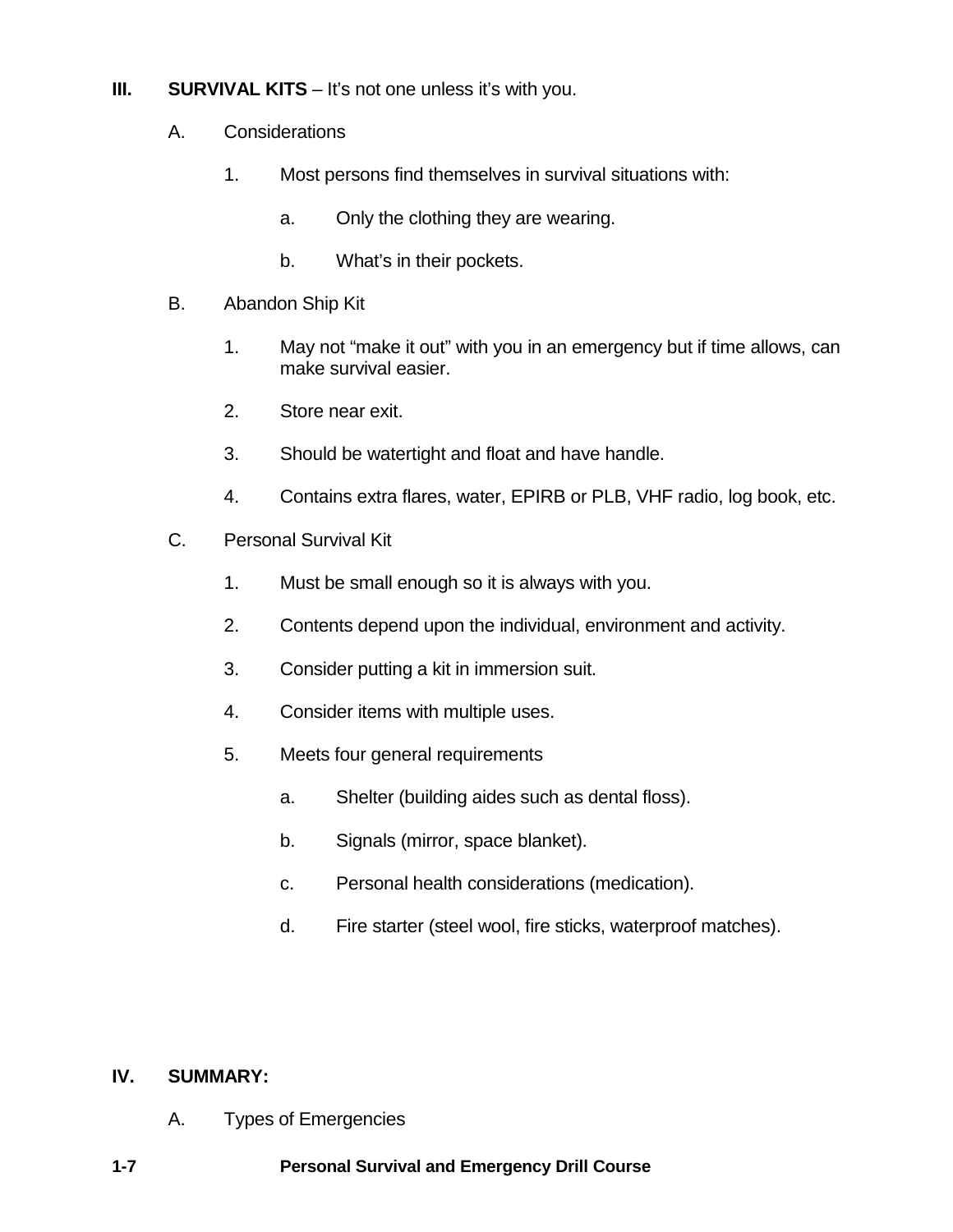## III. SURVIVAL KITS – It's not one unless it's with you.

A. Considerations

1. Most persons find themselves in survival situations with:

   a. Only the clothing they are wearing.

   b. What's in their pockets.

B. Abandon Ship Kit

1. May not "make it out" with you in an emergency but if time allows, can make survival easier.

2. Store near exit.

3. Should be watertight and float and have handle.

4. Contains extra flares, water, EPIRB or PLB, VHF radio, log book, etc.

C. Personal Survival Kit

1. Must be small enough so it is always with you.

2. Contents depend upon the individual, environment and activity.

3. Consider putting a kit in immersion suit.

4. Consider items with multiple uses.

5. Meets four general requirements

   a. Shelter (building aides such as dental floss).

   b. Signals (mirror, space blanket).

   c. Personal health considerations (medication).

   d. Fire starter (steel wool, fire sticks, waterproof matches).

## IV. SUMMARY:

A. Types of Emergencies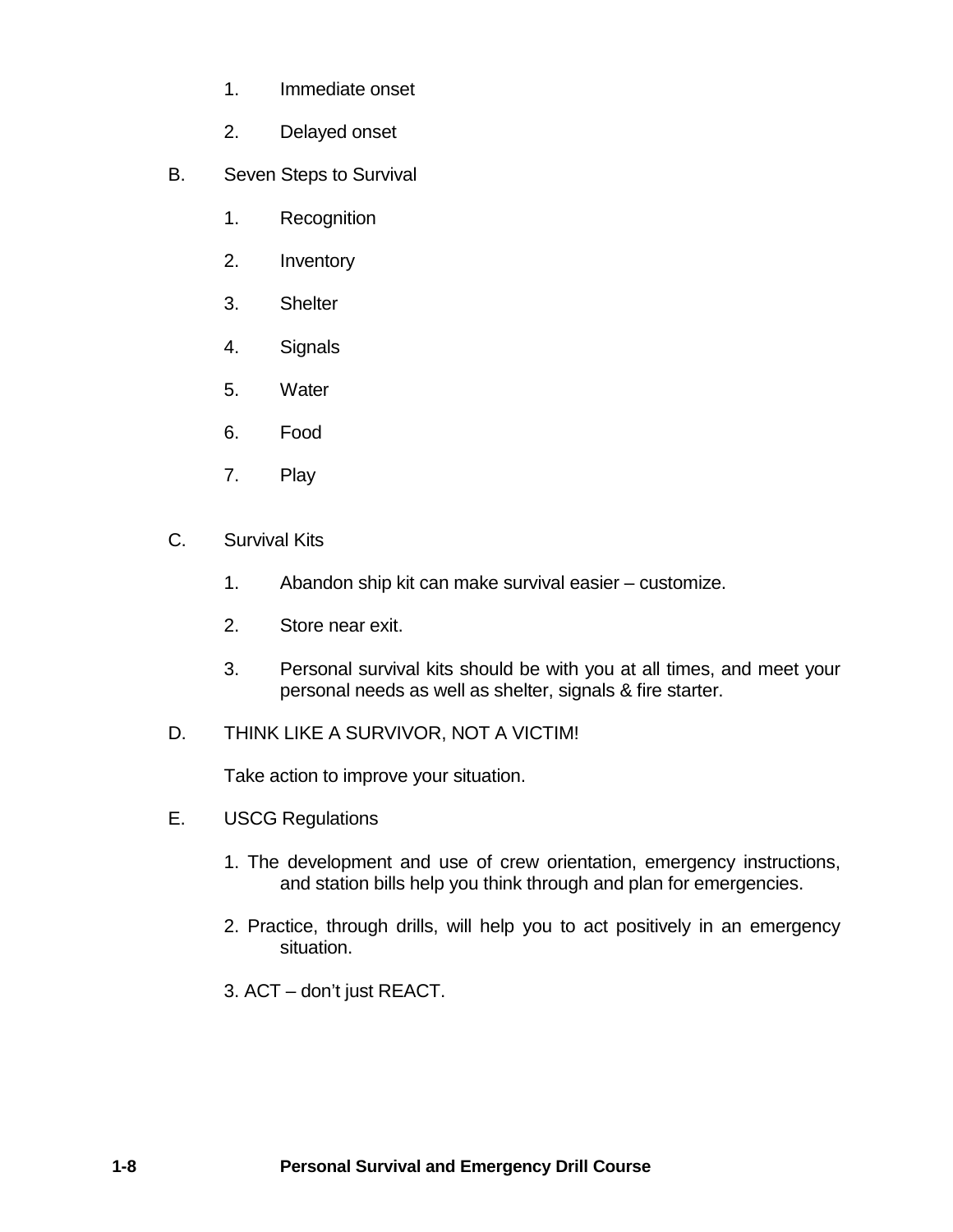1. Immediate onset
2. Delayed onset

B. Seven Steps to Survival

1. Recognition
2. Inventory
3. Shelter
4. Signals
5. Water
6. Food
7. Play

C. Survival Kits

1. Abandon ship kit can make survival easier – customize.
2. Store near exit.
3. Personal survival kits should be with you at all times, and meet your personal needs as well as shelter, signals & fire starter.

D. THINK LIKE A SURVIVOR, NOT A VICTIM!

Take action to improve your situation.

E. USCG Regulations

1. The development and use of crew orientation, emergency instructions, and station bills help you think through and plan for emergencies.
2. Practice, through drills, will help you to act positively in an emergency situation.
3. ACT – don't just REACT.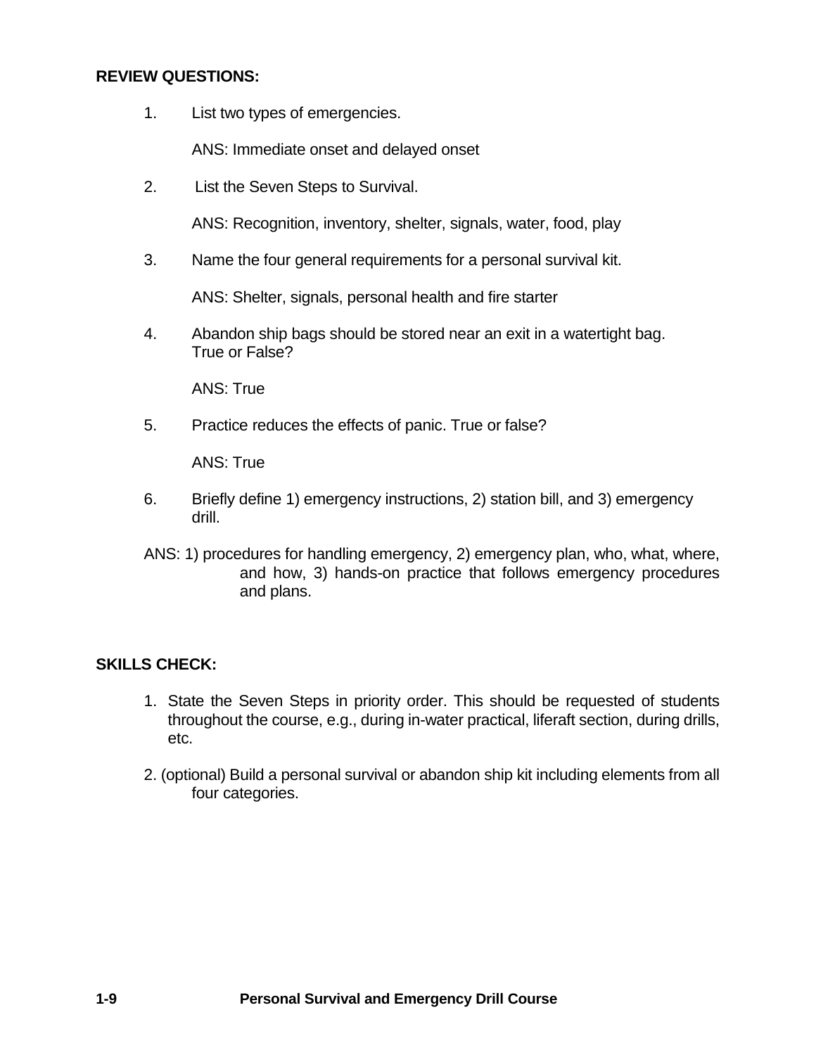**REVIEW QUESTIONS:**

1. List two types of emergencies.

   ANS: Immediate onset and delayed onset

2. List the Seven Steps to Survival.

   ANS: Recognition, inventory, shelter, signals, water, food, play

3. Name the four general requirements for a personal survival kit.

   ANS: Shelter, signals, personal health and fire starter

4. Abandon ship bags should be stored near an exit in a watertight bag. True or False?

   ANS: True

5. Practice reduces the effects of panic. True or false?

   ANS: True

6. Briefly define 1) emergency instructions, 2) station bill, and 3) emergency drill.

ANS: 1) procedures for handling emergency, 2) emergency plan, who, what, where, and how, 3) hands-on practice that follows emergency procedures and plans.

**SKILLS CHECK:**

1. State the Seven Steps in priority order. This should be requested of students throughout the course, e.g., during in-water practical, liferaft section, during drills, etc.

2. (optional) Build a personal survival or abandon ship kit including elements from all four categories.